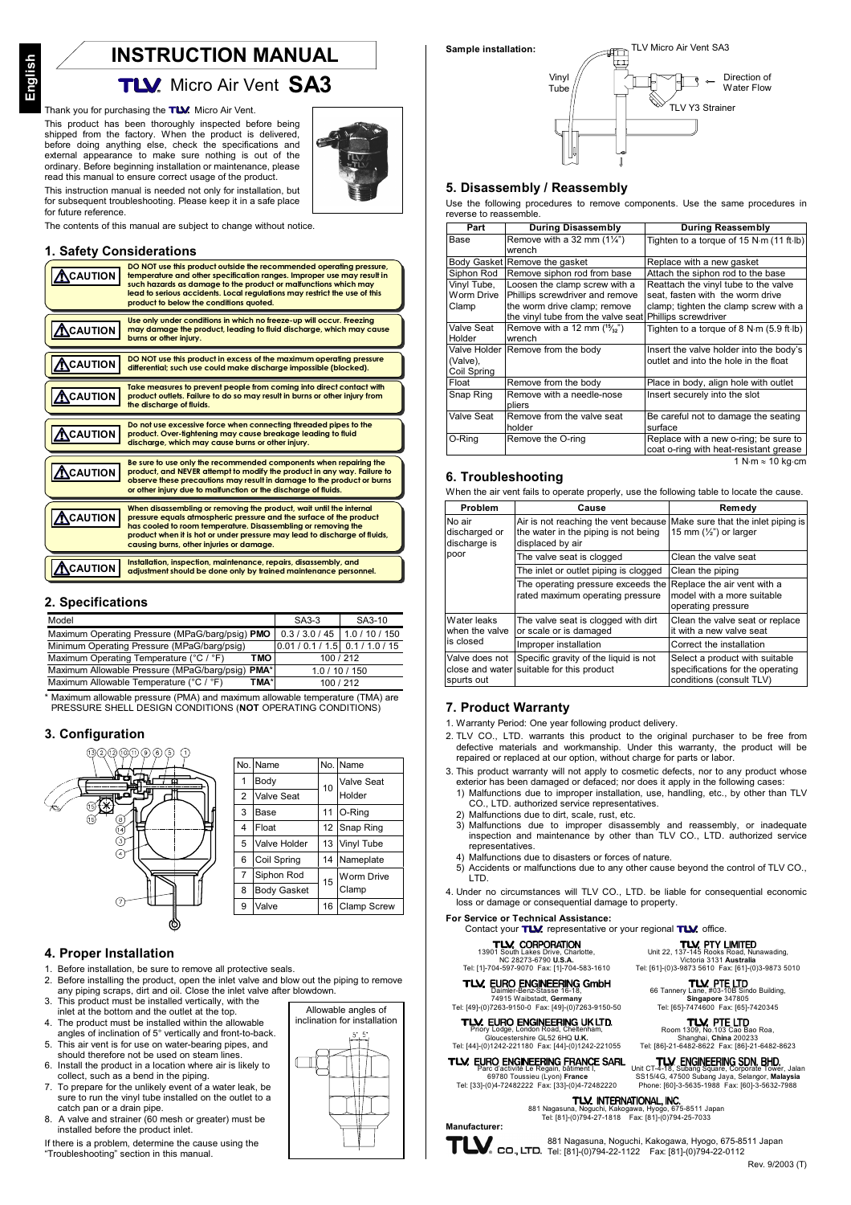English

# INSTRUCTION MANUAL

## TLV Micro Air Vent SA3

Thank you for purchasing the TLV Micro Air Vent.

This product has been thoroughly inspected before being shipped from the factory. When the product is delivered, before doing anything else, check the specifications and external appearance to make sure nothing is out of the ordinary. Before beginning installation or maintenance, please read this manual to ensure correct usage of the product.

This instruction manual is needed not only for installation, but for subsequent troubleshooting. Please keep it in a safe place for future reference.

The contents of this manual are subject to change without notice.

## 1. Safety Considerations

**⚠CAUTION** DO NOT use this product outside the recommended operating pressure, temperature and other specification ranges. Improper use may result in such hazards as damage to the product or malfunctions which may lead to serious accidents. Local regulations may restrict the use of this product to below the conditions quoted.

**⚠CAUTION** Use only under conditions in which no freeze-up will occur. Freezing may damage the product, leading to fluid discharge, which may cause burns or other injury.

**⚠CAUTION** DO NOT use this product in excess of the maximum operating pressure differential; such use could make discharge impossible (blocked).

**⚠CAUTION** Take measures to prevent people from coming into direct contact with product outlets. Failure to do so may result in burns or other injury from the discharge of fluids.

**⚠CAUTION** Do not use excessive force when connecting threaded pipes to the product. Over-tightening may cause breakage leading to fluid discharge, which may cause burns or other injury.

**⚠CAUTION** Be sure to use only the recommended components when repairing the product, and NEVER attempt to modify the product in any way. Failure to observe these precautions may result in damage to the product or burns or other injury due to malfunction or the discharge of fluids.

**⚠CAUTION** When disassembling or removing the product, wait until the internal pressure equals atmospheric pressure and the surface of the product has cooled to room temperature. Disassembling or removing the product when it is hot or under pressure may lead to discharge of fluids, causing burns, other injuries or damage.

**⚠CAUTION** Installation, inspection, maintenance, repairs, disassembly, and adjustment should be done only by trained maintenance personnel.

## 2. Specifications

| Model | SA3-3 | SA3-10 |
|---|---|---|
| Maximum Operating Pressure (MPaG/barg/psig) **PMO** | 0.3 / 3.0 / 45 | 1.0 / 10 / 150 |
| Minimum Operating Pressure (MPaG/barg/psig) | 0.01 / 0.1 / 1.5 | 0.1 / 1.0 / 15 |
| Maximum Operating Temperature (°C / °F) **TMO** | 100 / 212 | |
| Maximum Allowable Pressure (MPaG/barg/psig) **PMA*** | 1.0 / 10 / 150 | |
| Maximum Allowable Temperature (°C / °F) **TMA*** | 100 / 212 | |

\* Maximum allowable pressure (PMA) and maximum allowable temperature (TMA) are PRESSURE SHELL DESIGN CONDITIONS (**NOT** OPERATING CONDITIONS)

## 3. Configuration

| No. | Name | No. | Name |
|---|---|---|---|
| 1 | Body | 10 | Valve Seat Holder |
| 2 | Valve Seat | | |
| 3 | Base | 11 | O-Ring |
| 4 | Float | 12 | Snap Ring |
| 5 | Valve Holder | 13 | Vinyl Tube |
| 6 | Coil Spring | 14 | Nameplate |
| 7 | Siphon Rod | 15 | Worm Drive Clamp |
| 8 | Body Gasket | | |
| 9 | Valve | 16 | Clamp Screw |

## 4. Proper Installation

1. Before installation, be sure to remove all protective seals.
2. Before installing the product, open the inlet valve and blow out the piping to remove any piping scraps, dirt and oil. Close the inlet valve after blowdown.
3. This product must be installed vertically, with the inlet at the bottom and the outlet at the top.
4. The product must be installed within the allowable angles of inclination of 5° vertically and front-to-back.
5. This air vent is for use on water-bearing pipes, and should therefore not be used on steam lines.
6. Install the product in a location where air is likely to collect, such as a bend in the piping.
7. To prepare for the unlikely event of a water leak, be sure to run the vinyl tube installed on the outlet to a catch pan or a drain pipe.
8. A valve and strainer (60 mesh or greater) must be installed before the product inlet.

Allowable angles of inclination for installation: 5° 5°

If there is a problem, determine the cause using the "Troubleshooting" section in this manual.

**Sample installation:** TLV Micro Air Vent SA3, Vinyl Tube, Direction of Water Flow, TLV Y3 Strainer

## 5. Disassembly / Reassembly

Use the following procedures to remove components. Use the same procedures in reverse to reassemble.

| Part | During Disassembly | During Reassembly |
|---|---|---|
| Base | Remove with a 32 mm (1¼") wrench | Tighten to a torque of 15 N·m (11 ft·lb) |
| Body Gasket | Remove the gasket | Replace with a new gasket |
| Siphon Rod | Remove siphon rod from base | Attach the siphon rod to the base |
| Vinyl Tube, Worm Drive Clamp | Loosen the clamp screw with a Phillips screwdriver and remove the worm drive clamp; remove the vinyl tube from the valve seat | Reattach the vinyl tube to the valve seat, fasten with the worm drive clamp; tighten the clamp screw with a Phillips screwdriver |
| Valve Seat Holder | Remove with a 12 mm (15/32") wrench | Tighten to a torque of 8 N·m (5.9 ft·lb) |
| Valve Holder (Valve), Coil Spring | Remove from the body | Insert the valve holder into the body's outlet and into the hole in the float |
| Float | Remove from the body | Place in body, align hole with outlet |
| Snap Ring | Remove with a needle-nose pliers | Insert securely into the slot |
| Valve Seat | Remove from the valve seat holder | Be careful not to damage the seating surface |
| O-Ring | Remove the O-ring | Replace with a new o-ring; be sure to coat o-ring with heat-resistant grease |

1 N·m ≈ 10 kg·cm

## 6. Troubleshooting

When the air vent fails to operate properly, use the following table to locate the cause.

| Problem | Cause | Remedy |
|---|---|---|
| No air discharged or discharge is poor | Air is not reaching the vent because the water in the piping is not being displaced by air | Make sure that the inlet piping is 15 mm (½") or larger |
| | The valve seat is clogged | Clean the valve seat |
| | The inlet or outlet piping is clogged | Clean the piping |
| | The operating pressure exceeds the rated maximum operating pressure | Replace the air vent with a model with a more suitable operating pressure |
| Water leaks when the valve is closed | The valve seat is clogged with dirt or scale or is damaged | Clean the valve seat or replace it with a new valve seat |
| | Improper installation | Correct the installation |
| Valve does not close and water spurts out | Specific gravity of the liquid is not suitable for this product | Select a product with suitable specifications for the operating conditions (consult TLV) |

## 7. Product Warranty

1. Warranty Period: One year following product delivery.
2. TLV CO., LTD. warrants this product to the original purchaser to be free from defective materials and workmanship. Under this warranty, the product will be repaired or replaced at our option, without charge for parts or labor.
3. This product warranty will not apply to cosmetic defects, nor to any product whose exterior has been damaged or defaced; nor does it apply in the following cases:
   1) Malfunctions due to improper installation, use, handling, etc., by other than TLV CO., LTD. authorized service representatives.
   2) Malfunctions due to dirt, scale, rust, etc.
   3) Malfunctions due to improper disassembly and reassembly, or inadequate inspection and maintenance by other than TLV CO., LTD. authorized service representatives.
   4) Malfunctions due to disasters or forces of nature.
   5) Accidents or malfunctions due to any other cause beyond the control of TLV CO., LTD.
4. Under no circumstances will TLV CO., LTD. be liable for consequential economic loss or damage or consequential damage to property.

**For Service or Technical Assistance:**
Contact your TLV representative or your regional TLV office.

**TLV CORPORATION**
13901 South Lakes Drive, Charlotte, NC 28273-6790 **U.S.A.**
Tel: [1]-704-597-9070 Fax: [1]-704-583-1610

**TLV PTY LIMITED**
Unit 22, 137-145 Rooks Road, Nunawading, Victoria 3131 **Australia**
Tel: [61]-(0)3-9873 5610 Fax: [61]-(0)3-9873 5010

**TLV EURO ENGINEERING GmbH**
Daimler-Benz-Strasse 16-18, 74915 Waibstadt, **Germany**
Tel: [49]-(0)7263-9150-0 Fax: [49]-(0)7263-9150-50

**TLV PTE LTD**
66 Tannery Lane, #03-10B Sindo Building, **Singapore** 347805
Tel: [65]-7474600 Fax: [65]-7420345

**TLV EURO ENGINEERING UK LTD.**
Priory Lodge, London Road, Cheltenham, Gloucestershire GL52 6HQ **U.K.**
Tel: [44]-(0)1242-221180 Fax: [44]-(0)1242-221055

**TLV PTE LTD**
Room 1309, No.103 Cao Bao Roa, Shanghai, **China** 200233
Tel: [86]-21-6482-8622 Fax: [86]-21-6482-8623

**TLV EURO ENGINEERING FRANCE SARL**
Parc d'activité Le Regain, bâtiment I, 69780 Toussieu (Lyon) **France**
Tel: [33]-(0)4-72482222 Fax: [33]-(0)4-72482220

**TLV ENGINEERING SDN. BHD.**
Unit CT-4-18, Subang Square, Corporate Tower, Jalan SS15/4G, 47500 Subang Jaya, Selangor, **Malaysia**
Phone: [60]-3-5635-1988 Fax: [60]-3-5632-7988

**TLV INTERNATIONAL, INC.**
881 Nagasuna, Noguchi, Kakogawa, Hyogo, 675-8511 Japan
Tel: [81]-(0)794-27-1818 Fax: [81]-(0)794-25-7033

**Manufacturer:**
**TLV CO., LTD.** 881 Nagasuna, Noguchi, Kakogawa, Hyogo, 675-8511 Japan
Tel: [81]-(0)794-22-1122 Fax: [81]-(0)794-22-0112

Rev. 9/2003 (T)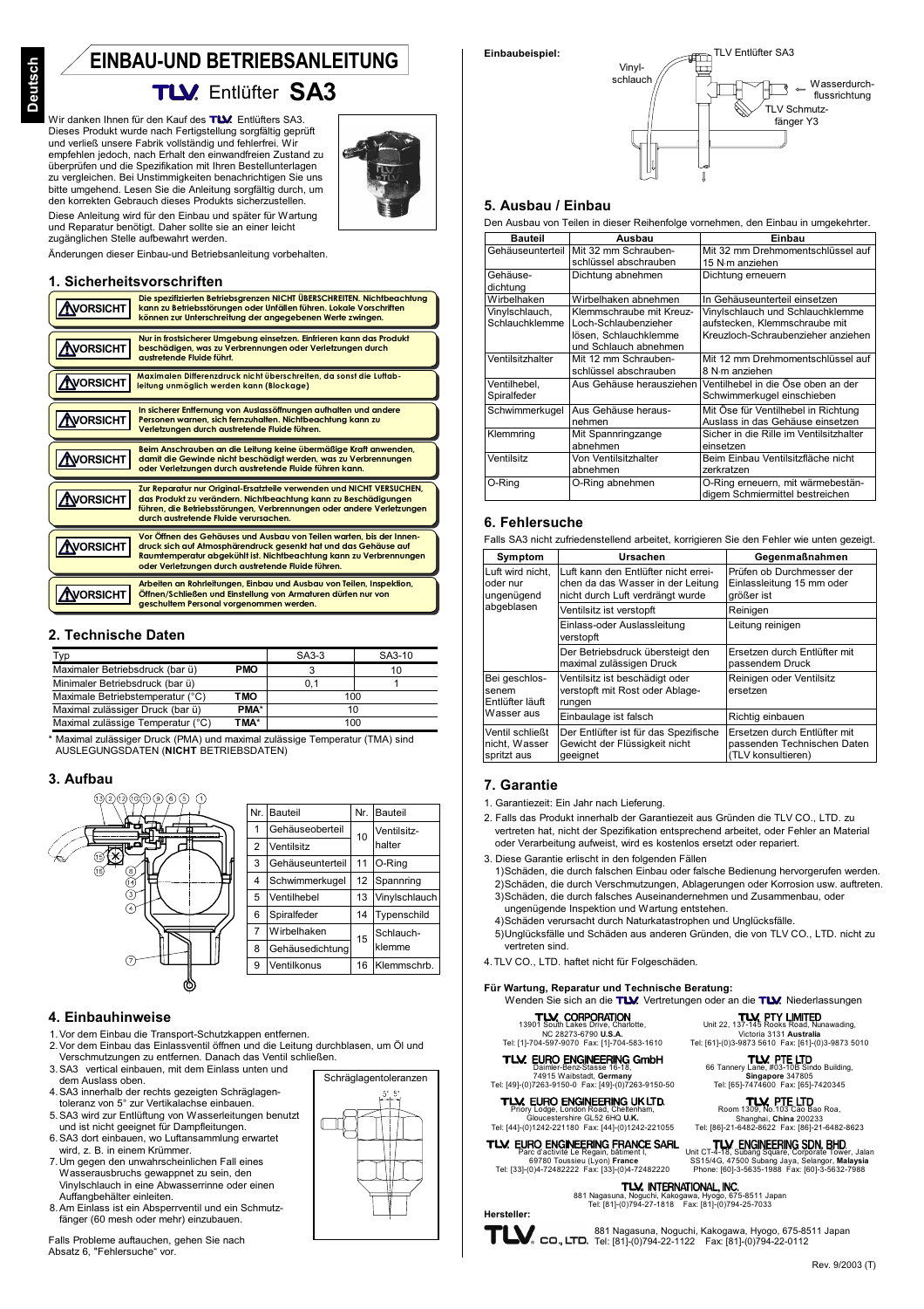Deutsch

# EINBAU-UND BETRIEBSANLEITUNG

## TLV Entlüfter SA3

Wir danken Ihnen für den Kauf des TLV Entlüfters SA3. Dieses Produkt wurde nach Fertigstellung sorgfältig geprüft und verließ unsere Fabrik vollständig und fehlerfrei. Wir empfehlen jedoch, nach Erhalt den einwandfreien Zustand zu überprüfen und die Spezifikation mit Ihren Bestellunterlagen zu vergleichen. Bei Unstimmigkeiten benachrichtigen Sie uns bitte umgehend. Lesen Sie die Anleitung sorgfältig durch, um den korrekten Gebrauch dieses Produkts sicherzustellen.

Diese Anleitung wird für den Einbau und später für Wartung und Reparatur benötigt. Daher sollte sie an einer leicht zugänglichen Stelle aufbewahrt werden.

Änderungen dieser Einbau-und Betriebsanleitung vorbehalten.

## 1. Sicherheitsvorschriften

**⚠VORSICHT** Die spezifizierten Betriebsgrenzen NICHT ÜBERSCHREITEN. Nichtbeachtung kann zu Betriebsstörungen oder Unfällen führen. Lokale Vorschriften können zur Unterschreitung der angegebenen Werte zwingen.

**⚠VORSICHT** Nur in frostsicherer Umgebung einsetzen. Einfrieren kann das Produkt beschädigen, was zu Verbrennungen oder Verletzungen durch austretende Fluide führt.

**⚠VORSICHT** Maximalen Differenzdruck nicht überschreiten, da sonst die Luftableitung unmöglich werden kann (Blockage)

**⚠VORSICHT** In sicherer Entfernung von Auslassöffnungen aufhalten und andere Personen warnen, sich fernzuhalten. Nichtbeachtung kann zu Verletzungen durch austretende Fluide führen.

**⚠VORSICHT** Beim Anschrauben an die Leitung keine übermäßige Kraft anwenden, damit die Gewinde nicht beschädigt werden, was zu Verbrennungen oder Verletzungen durch austretende Fluide führen kann.

**⚠VORSICHT** Zur Reparatur nur Original-Ersatzteile verwenden und NICHT VERSUCHEN, das Produkt zu verändern. Nichtbeachtung kann zu Beschädigungen führen, die Betriebsstörungen, Verbrennungen oder andere Verletzungen durch austretende Fluide verursachen.

**⚠VORSICHT** Vor Öffnen des Gehäuses und Ausbau von Teilen warten, bis der Innendruck sich auf Atmosphärendruck gesenkt hat und das Gehäuse auf Raumtemperatur abgekühlt ist. Nichtbeachtung kann zu Verbrennungen oder Verletzungen durch austretende Fluide führen.

**⚠VORSICHT** Arbeiten an Rohrleitungen, Einbau und Ausbau von Teilen, Inspektion, Öffnen/Schließen und Einstellung von Armaturen dürfen nur von geschultem Personal vorgenommen werden.

## 2. Technische Daten

| Typ | | SA3-3 | SA3-10 |
|---|---|---|---|
| Maximaler Betriebsdruck (bar ü) | **PMO** | 3 | 10 |
| Minimaler Betriebsdruck (bar ü) | | 0,1 | 1 |
| Maximale Betriebstemperatur (°C) | **TMO** | 100 | |
| Maximal zulässiger Druck (bar ü) | **PMA*** | 10 | |
| Maximal zulässige Temperatur (°C) | **TMA*** | 100 | |

\* Maximal zulässiger Druck (PMA) und maximal zulässige Temperatur (TMA) sind AUSLEGUNGSDATEN (**NICHT** BETRIEBSDATEN)

## 3. Aufbau

| Nr. | Bauteil | Nr. | Bauteil |
|---|---|---|---|
| 1 | Gehäuseoberteil | 10 | Ventilsitzhalter |
| 2 | Ventilsitz | | |
| 3 | Gehäuseunterteil | 11 | O-Ring |
| 4 | Schwimmerkugel | 12 | Spannring |
| 5 | Ventilhebel | 13 | Vinylschlauch |
| 6 | Spiralfeder | 14 | Typenschild |
| 7 | Wirbelhaken | 15 | Schlauchklemme |
| 8 | Gehäusedichtung | | |
| 9 | Ventilkonus | 16 | Klemmschrb. |

## 4. Einbauhinweise

1. Vor dem Einbau die Transport-Schutzkappen entfernen.
2. Vor dem Einbau das Einlassventil öffnen und die Leitung durchblasen, um Öl und Verschmutzungen zu entfernen. Danach das Ventil schließen.
3. SA3 vertical einbauen, mit dem Einlass unten und dem Auslass oben.
4. SA3 innerhalb der rechts gezeigten Schräglagentoleranz von 5° zur Vertikalachse einbauen.
5. SA3 wird zur Entlüftung von Wasserleitungen benutzt und ist nicht geeignet für Dampfleitungen.
6. SA3 dort einbauen, wo Luftansammlung erwartet wird, z. B. in einem Krümmer.
7. Um gegen den unwahrscheinlichen Fall eines Wasserausbruchs gewappnet zu sein, den Vinylschlauch in eine Abwasserrinne oder einen Auffangbehälter einleiten.
8. Am Einlass ist ein Absperrventil und ein Schmutzfänger (60 mesh oder mehr) einzubauen.

Schräglagentoleranzen

Falls Probleme auftauchen, gehen Sie nach Absatz 6, "Fehlersuche" vor.

**Einbaubeispiel:**

TLV Entlüfter SA3
Vinylschlauch
Wasserdurchflussrichtung
TLV Schmutzfänger Y3

## 5. Ausbau / Einbau

Den Ausbau von Teilen in dieser Reihenfolge vornehmen, den Einbau in umgekehrter.

| Bauteil | Ausbau | Einbau |
|---|---|---|
| Gehäuseunterteil | Mit 32 mm Schraubenschlüssel abschrauben | Mit 32 mm Drehmomentschlüssel auf 15 N·m anziehen |
| Gehäusedichtung | Dichtung abnehmen | Dichtung erneuern |
| Wirbelhaken | Wirbelhaken abnehmen | In Gehäuseunterteil einsetzen |
| Vinylschlauch, Schlauchklemme | Klemmschraube mit Kreuz-Loch-Schlauchenzieher lösen, Schlauchklemme und Schlauch abnehmen | Vinylschlauch und Schlauchklemme aufstecken, Klemmschraube mit Kreuzloch-Schraubenzieher anziehen |
| Ventilsitzhalter | Mit 12 mm Schraubenschlüssel abschrauben | Mit 12 mm Drehmomentschlüssel auf 8 N·m anziehen |
| Ventilhebel, Spiralfeder | Aus Gehäuse herausziehen | Ventilhebel in die Öse oben an der Schwimmerkugel einschieben |
| Schwimmerkugel | Aus Gehäuse herausnehmen | Mit Öse für Ventilhebel in Richtung Auslass in das Gehäuse einsetzen |
| Klemmring | Mit Spannringzange abnehmen | Sicher in die Rille im Ventilsitzhalter einsetzen |
| Ventilsitz | Von Ventilsitzhalter abnehmen | Beim Einbau Ventilsitzfläche nicht zerkratzen |
| O-Ring | O-Ring abnehmen | O-Ring erneuern, mit wärmebeständigem Schmiermittel bestreichen |

## 6. Fehlersuche

Falls SA3 nicht zufriedenstellend arbeitet, korrigieren Sie den Fehler wie unten gezeigt.

| Symptom | Ursachen | Gegenmaßnahmen |
|---|---|---|
| Luft wird nicht, oder nur ungenügend abgeblasen | Luft kann den Entlüfter nicht erreichen da das Wasser in der Leitung nicht durch Luft verdrängt wurde | Prüfen ob Durchmesser der Einlassleitung 15 mm oder größer ist |
| | Ventilsitz ist verstopft | Reinigen |
| | Einlass-oder Auslassleitung verstopft | Leitung reinigen |
| | Der Betriebsdruck übersteigt den maximal zulässigen Druck | Ersetzen durch Entlüfter mit passendem Druck |
| Bei geschlossenem Entlüfter läuft Wasser aus | Ventilsitz ist beschädigt oder verstopft mit Rost oder Ablagerungen | Reinigen oder Ventilsitz ersetzen |
| | Einbaulage ist falsch | Richtig einbauen |
| Ventil schließt nicht, Wasser spritzt aus | Der Entlüfter ist für das Spezifische Gewicht der Flüssigkeit nicht geeignet | Ersetzen durch Entlüfter mit passenden Technischen Daten (TLV konsultieren) |

## 7. Garantie

1. Garantiezeit: Ein Jahr nach Lieferung.
2. Falls das Produkt innerhalb der Garantiezeit aus Gründen die TLV CO., LTD. zu vertreten hat, nicht der Spezifikation entsprechend arbeitet, oder Fehler an Material oder Verarbeitung aufweist, wird es kostenlos ersetzt oder repariert.
3. Diese Garantie erlischt in den folgenden Fällen
   1) Schäden, die durch falschen Einbau oder falsche Bedienung hervorgerufen werden.
   2) Schäden, die durch Verschmutzungen, Ablagerungen oder Korrosion usw. auftreten.
   3) Schäden, die durch falsches Auseinandernehmen und Zusammenbau, oder ungenügende Inspektion und Wartung entstehen.
   4) Schäden verursacht durch Naturkatastrophen und Unglücksfälle.
   5) Unglücksfälle und Schäden aus anderen Gründen, die von TLV CO., LTD. nicht zu vertreten sind.
4. TLV CO., LTD. haftet nicht für Folgeschäden.

**Für Wartung, Reparatur und Technische Beratung:**

Wenden Sie sich an die TLV Vertretungen oder an die TLV Niederlassungen

**TLV CORPORATION**
13901 South Lakes Drive, Charlotte, NC 28273-6790 **U.S.A.**
Tel: [1]-704-597-9070 Fax: [1]-704-583-1610

**TLV PTY LIMITED**
Unit 22, 137-145 Rooks Road, Nunawading, Victoria 3131 **Australia**
Tel: [61]-(0)3-9873 5610 Fax: [61]-(0)3-9873 5010

**TLV EURO ENGINEERING GmbH**
Daimler-Benz-Strasse 16-18, 74915 Waibstadt, **Germany**
Tel: [49]-(0)7263-9150-0 Fax: [49]-(0)7263-9150-50

**TLV PTE LTD**
66 Tannery Lane, #03-10B Sindo Building, **Singapore** 347805
Tel: [65]-7474600 Fax: [65]-7420345

**TLV EURO ENGINEERING UK LTD.**
Priory Lodge, London Road, Cheltenham, Gloucestershire GL52 6HQ **U.K.**
Tel: [44]-(0)1242-221180 Fax: [44]-(0)1242-221055

**TLV PTE LTD**
Room 1309, No.103 Cao Bao Roa, Shanghai, **China** 200233
Tel: [86]-21-6482-8622 Fax: [86]-21-6482-8623

**TLV EURO ENGINEERING FRANCE SARL**
Parc d'activité Le Regain, bâtiment I, 69780 Toussieu (Lyon) **France**
Tel: [33]-(0)4-72482222 Fax: [33]-(0)4-72482220

**TLV ENGINEERING SDN. BHD.**
Unit CT-4-18, Subang Square, Corporate Tower, Jalan SS15/4G, 47500 Subang Jaya, Selangor, **Malaysia**
Phone: [60]-3-5635-1988 Fax: [60]-3-5632-7988

**TLV INTERNATIONAL, INC.**
881 Nagasuna, Noguchi, Kakogawa, Hyogo, 675-8511 Japan
Tel: [81]-(0)794-27-1818 Fax: [81]-(0)794-25-7033

**Hersteller:**

**TLV CO., LTD.** 881 Nagasuna, Noguchi, Kakogawa, Hyogo, 675-8511 Japan
Tel: [81]-(0)794-22-1122 Fax: [81]-(0)794-22-0112

Rev. 9/2003 (T)